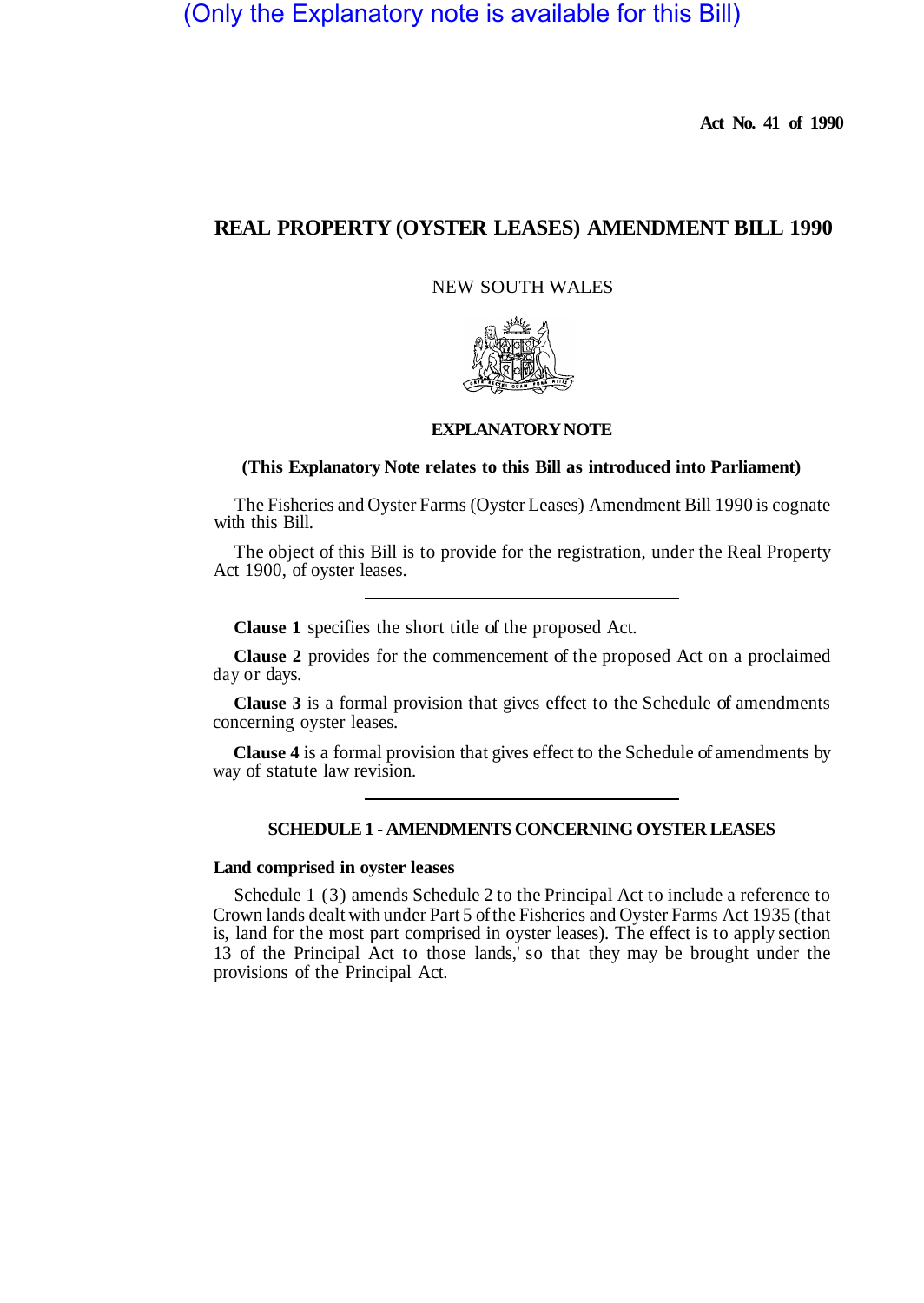(Only the Explanatory note is available for this Bill)

**Act No. 41 of 1990**

# REAL PROPERTY (OYSTER LEASES) AMENDMENT BILL 1990

NEW SOUTH WALES

## EXPLANATORY NOTE

**(This Explanatory Note relates to this Bill as introduced into Parliament)**

The Fisheries and Oyster Farms (Oyster Leases) Amendment Bill 1990 is cognate with this Bill.

The object of this Bill is to provide for the registration, under the Real Property Act 1900, of oyster leases.

---

**Clause 1** specifies the short title of the proposed Act.

**Clause 2** provides for the commencement of the proposed Act on a proclaimed day or days.

**Clause 3** is a formal provision that gives effect to the Schedule of amendments concerning oyster leases.

**Clause 4** is a formal provision that gives effect to the Schedule of amendments by way of statute law revision.

---

### SCHEDULE 1 - AMENDMENTS CONCERNING OYSTER LEASES

**Land comprised in oyster leases**

Schedule 1 (3) amends Schedule 2 to the Principal Act to include a reference to Crown lands dealt with under Part 5 of the Fisheries and Oyster Farms Act 1935 (that is, land for the most part comprised in oyster leases). The effect is to apply section 13 of the Principal Act to those lands,' so that they may be brought under the provisions of the Principal Act.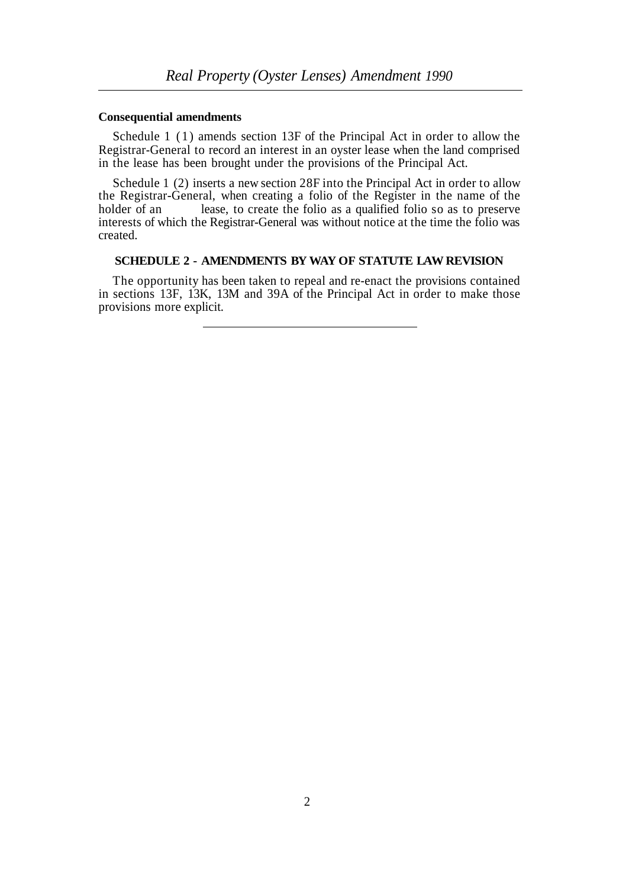**Consequential amendments**

Schedule 1 (1) amends section 13F of the Principal Act in order to allow the Registrar-General to record an interest in an oyster lease when the land comprised in the lease has been brought under the provisions of the Principal Act.

Schedule 1 (2) inserts a new section 28F into the Principal Act in order to allow the Registrar-General, when creating a folio of the Register in the name of the holder of an lease, to create the folio as a qualified folio so as to preserve interests of which the Registrar-General was without notice at the time the folio was created.

**SCHEDULE 2 - AMENDMENTS BY WAY OF STATUTE LAW REVISION**

The opportunity has been taken to repeal and re-enact the provisions contained in sections 13F, 13K, 13M and 39A of the Principal Act in order to make those provisions more explicit.